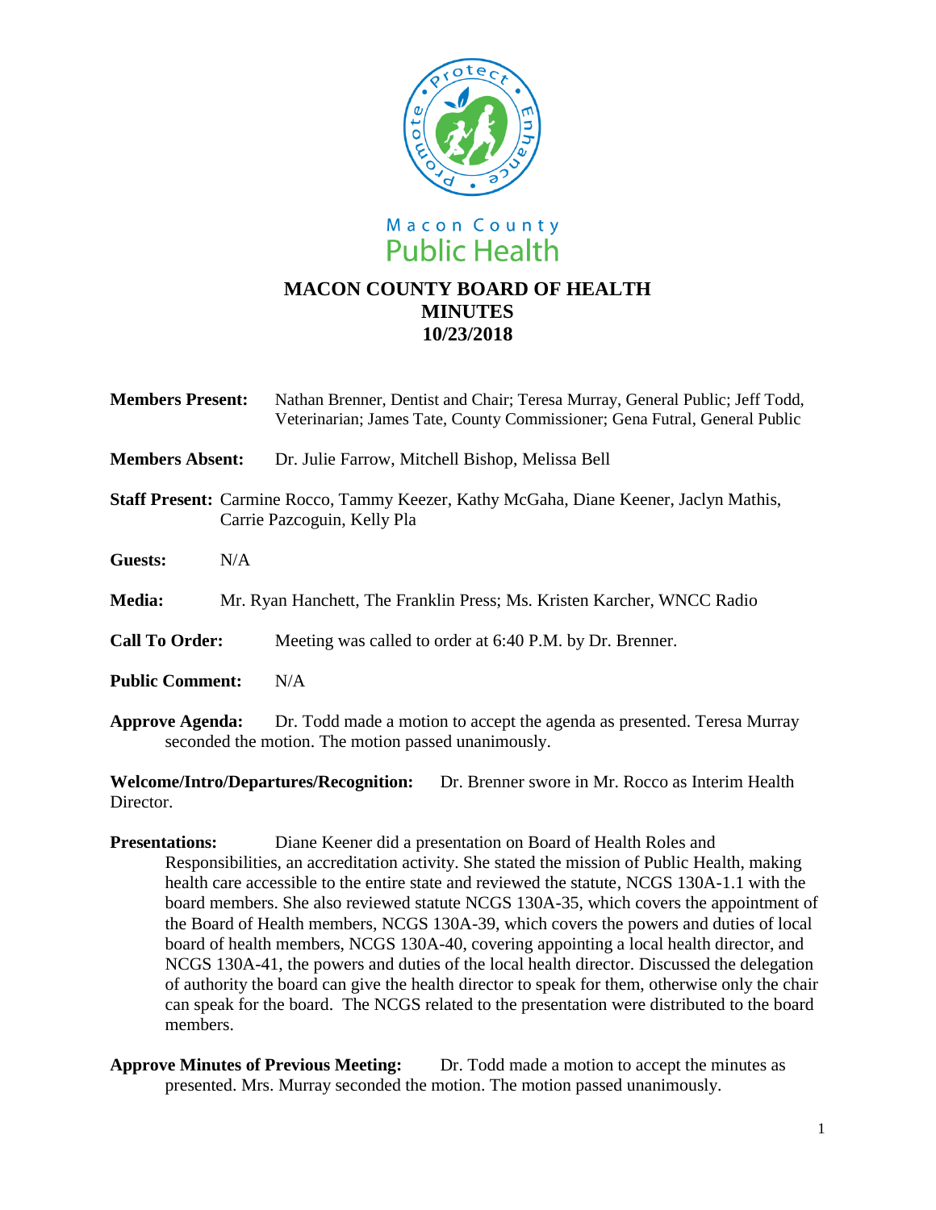Macon County
Public Health

# MACON COUNTY BOARD OF HEALTH
# MINUTES
# 10/23/2018

**Members Present:** Nathan Brenner, Dentist and Chair; Teresa Murray, General Public; Jeff Todd, Veterinarian; James Tate, County Commissioner; Gena Futral, General Public

**Members Absent:** Dr. Julie Farrow, Mitchell Bishop, Melissa Bell

**Staff Present:** Carmine Rocco, Tammy Keezer, Kathy McGaha, Diane Keener, Jaclyn Mathis, Carrie Pazcoguin, Kelly Pla

**Guests:** N/A

**Media:** Mr. Ryan Hanchett, The Franklin Press; Ms. Kristen Karcher, WNCC Radio

**Call To Order:** Meeting was called to order at 6:40 P.M. by Dr. Brenner.

**Public Comment:** N/A

**Approve Agenda:** Dr. Todd made a motion to accept the agenda as presented. Teresa Murray seconded the motion. The motion passed unanimously.

**Welcome/Intro/Departures/Recognition:** Dr. Brenner swore in Mr. Rocco as Interim Health Director.

**Presentations:** Diane Keener did a presentation on Board of Health Roles and Responsibilities, an accreditation activity. She stated the mission of Public Health, making health care accessible to the entire state and reviewed the statute, NCGS 130A-1.1 with the board members. She also reviewed statute NCGS 130A-35, which covers the appointment of the Board of Health members, NCGS 130A-39, which covers the powers and duties of local board of health members, NCGS 130A-40, covering appointing a local health director, and NCGS 130A-41, the powers and duties of the local health director. Discussed the delegation of authority the board can give the health director to speak for them, otherwise only the chair can speak for the board. The NCGS related to the presentation were distributed to the board members.

**Approve Minutes of Previous Meeting:** Dr. Todd made a motion to accept the minutes as presented. Mrs. Murray seconded the motion. The motion passed unanimously.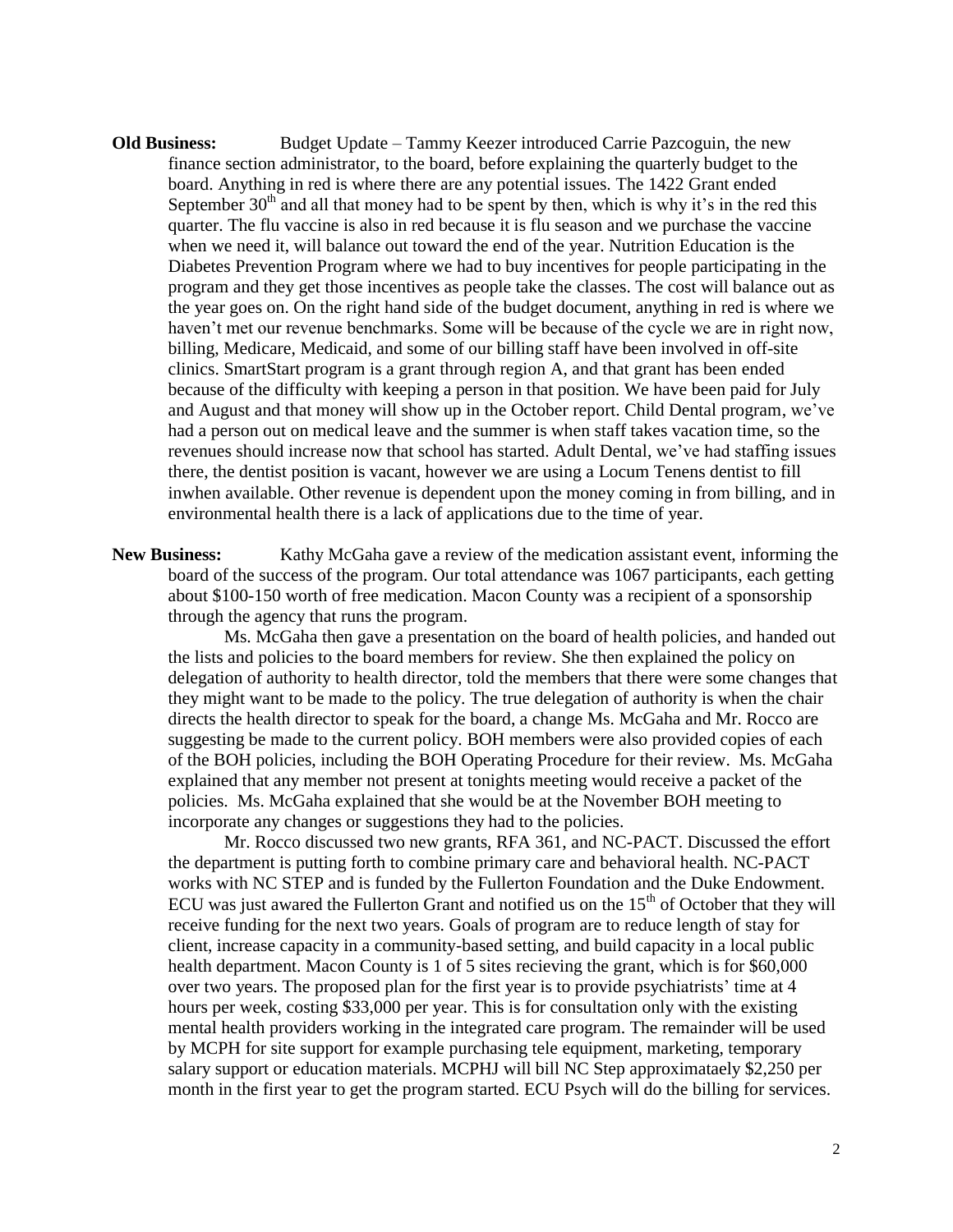**Old Business:** Budget Update – Tammy Keezer introduced Carrie Pazcoguin, the new finance section administrator, to the board, before explaining the quarterly budget to the board. Anything in red is where there are any potential issues. The 1422 Grant ended September 30th and all that money had to be spent by then, which is why it's in the red this quarter. The flu vaccine is also in red because it is flu season and we purchase the vaccine when we need it, will balance out toward the end of the year. Nutrition Education is the Diabetes Prevention Program where we had to buy incentives for people participating in the program and they get those incentives as people take the classes. The cost will balance out as the year goes on. On the right hand side of the budget document, anything in red is where we haven't met our revenue benchmarks. Some will be because of the cycle we are in right now, billing, Medicare, Medicaid, and some of our billing staff have been involved in off-site clinics. SmartStart program is a grant through region A, and that grant has been ended because of the difficulty with keeping a person in that position. We have been paid for July and August and that money will show up in the October report. Child Dental program, we've had a person out on medical leave and the summer is when staff takes vacation time, so the revenues should increase now that school has started. Adult Dental, we've had staffing issues there, the dentist position is vacant, however we are using a Locum Tenens dentist to fill inwhen available. Other revenue is dependent upon the money coming in from billing, and in environmental health there is a lack of applications due to the time of year.

**New Business:** Kathy McGaha gave a review of the medication assistant event, informing the board of the success of the program. Our total attendance was 1067 participants, each getting about $100-150 worth of free medication. Macon County was a recipient of a sponsorship through the agency that runs the program.

Ms. McGaha then gave a presentation on the board of health policies, and handed out the lists and policies to the board members for review. She then explained the policy on delegation of authority to health director, told the members that there were some changes that they might want to be made to the policy. The true delegation of authority is when the chair directs the health director to speak for the board, a change Ms. McGaha and Mr. Rocco are suggesting be made to the current policy. BOH members were also provided copies of each of the BOH policies, including the BOH Operating Procedure for their review. Ms. McGaha explained that any member not present at tonights meeting would receive a packet of the policies. Ms. McGaha explained that she would be at the November BOH meeting to incorporate any changes or suggestions they had to the policies.

Mr. Rocco discussed two new grants, RFA 361, and NC-PACT. Discussed the effort the department is putting forth to combine primary care and behavioral health. NC-PACT works with NC STEP and is funded by the Fullerton Foundation and the Duke Endowment. ECU was just awared the Fullerton Grant and notified us on the 15th of October that they will receive funding for the next two years. Goals of program are to reduce length of stay for client, increase capacity in a community-based setting, and build capacity in a local public health department. Macon County is 1 of 5 sites recieving the grant, which is for $60,000 over two years. The proposed plan for the first year is to provide psychiatrists' time at 4 hours per week, costing $33,000 per year. This is for consultation only with the existing mental health providers working in the integrated care program. The remainder will be used by MCPH for site support for example purchasing tele equipment, marketing, temporary salary support or education materials. MCPHJ will bill NC Step approximataely $2,250 per month in the first year to get the program started. ECU Psych will do the billing for services.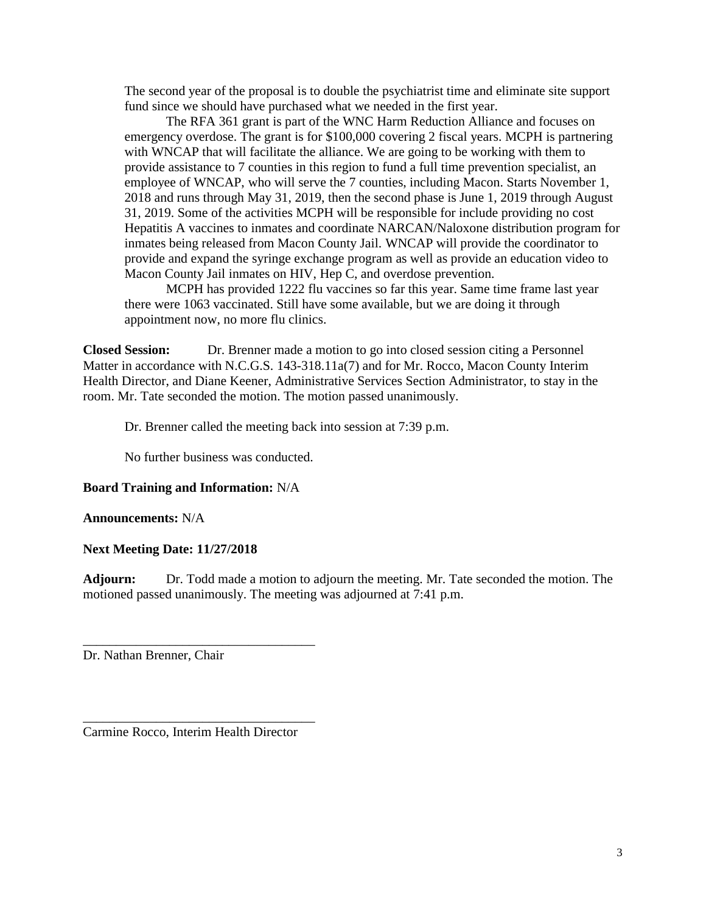The second year of the proposal is to double the psychiatrist time and eliminate site support fund since we should have purchased what we needed in the first year.

The RFA 361 grant is part of the WNC Harm Reduction Alliance and focuses on emergency overdose. The grant is for $100,000 covering 2 fiscal years. MCPH is partnering with WNCAP that will facilitate the alliance. We are going to be working with them to provide assistance to 7 counties in this region to fund a full time prevention specialist, an employee of WNCAP, who will serve the 7 counties, including Macon. Starts November 1, 2018 and runs through May 31, 2019, then the second phase is June 1, 2019 through August 31, 2019. Some of the activities MCPH will be responsible for include providing no cost Hepatitis A vaccines to inmates and coordinate NARCAN/Naloxone distribution program for inmates being released from Macon County Jail. WNCAP will provide the coordinator to provide and expand the syringe exchange program as well as provide an education video to Macon County Jail inmates on HIV, Hep C, and overdose prevention.

MCPH has provided 1222 flu vaccines so far this year. Same time frame last year there were 1063 vaccinated. Still have some available, but we are doing it through appointment now, no more flu clinics.

**Closed Session:** Dr. Brenner made a motion to go into closed session citing a Personnel Matter in accordance with N.C.G.S. 143-318.11a(7) and for Mr. Rocco, Macon County Interim Health Director, and Diane Keener, Administrative Services Section Administrator, to stay in the room. Mr. Tate seconded the motion. The motion passed unanimously.

Dr. Brenner called the meeting back into session at 7:39 p.m.

No further business was conducted.

**Board Training and Information:** N/A

**Announcements:** N/A

**Next Meeting Date: 11/27/2018**

**Adjourn:** Dr. Todd made a motion to adjourn the meeting. Mr. Tate seconded the motion. The motioned passed unanimously. The meeting was adjourned at 7:41 p.m.

___________________________________

Dr. Nathan Brenner, Chair

___________________________________

Carmine Rocco, Interim Health Director